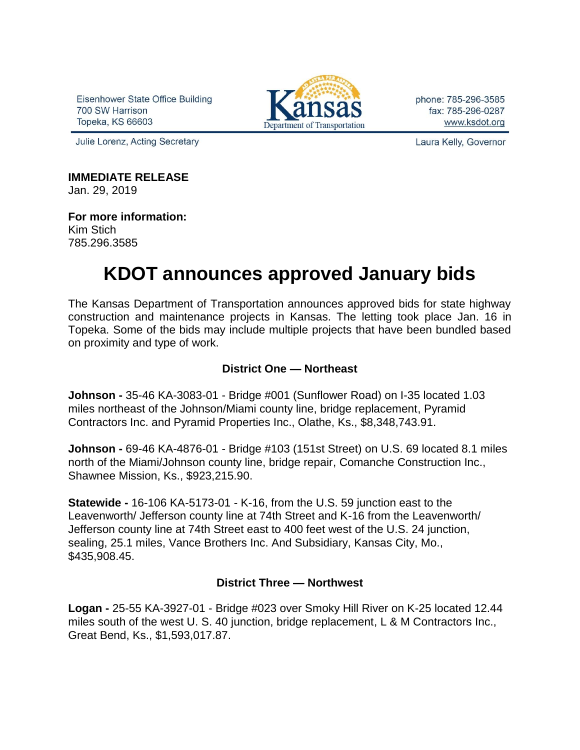Eisenhower State Office Building
700 SW Harrison
Topeka, KS 66603

Kansas Department of Transportation

phone: 785-296-3585
fax: 785-296-0287
www.ksdot.org

Julie Lorenz, Acting Secretary

Laura Kelly, Governor

**IMMEDIATE RELEASE**
Jan. 29, 2019

**For more information:**
Kim Stich
785.296.3585

# KDOT announces approved January bids

The Kansas Department of Transportation announces approved bids for state highway construction and maintenance projects in Kansas. The letting took place Jan. 16 in Topeka. Some of the bids may include multiple projects that have been bundled based on proximity and type of work.

### District One — Northeast

**Johnson -** 35-46 KA-3083-01 - Bridge #001 (Sunflower Road) on I-35 located 1.03 miles northeast of the Johnson/Miami county line, bridge replacement, Pyramid Contractors Inc. and Pyramid Properties Inc., Olathe, Ks., $8,348,743.91.

**Johnson -** 69-46 KA-4876-01 - Bridge #103 (151st Street) on U.S. 69 located 8.1 miles north of the Miami/Johnson county line, bridge repair, Comanche Construction Inc., Shawnee Mission, Ks., $923,215.90.

**Statewide -** 16-106 KA-5173-01 - K-16, from the U.S. 59 junction east to the Leavenworth/ Jefferson county line at 74th Street and K-16 from the Leavenworth/ Jefferson county line at 74th Street east to 400 feet west of the U.S. 24 junction, sealing, 25.1 miles, Vance Brothers Inc. And Subsidiary, Kansas City, Mo., $435,908.45.

### District Three — Northwest

**Logan -** 25-55 KA-3927-01 - Bridge #023 over Smoky Hill River on K-25 located 12.44 miles south of the west U. S. 40 junction, bridge replacement, L & M Contractors Inc., Great Bend, Ks., $1,593,017.87.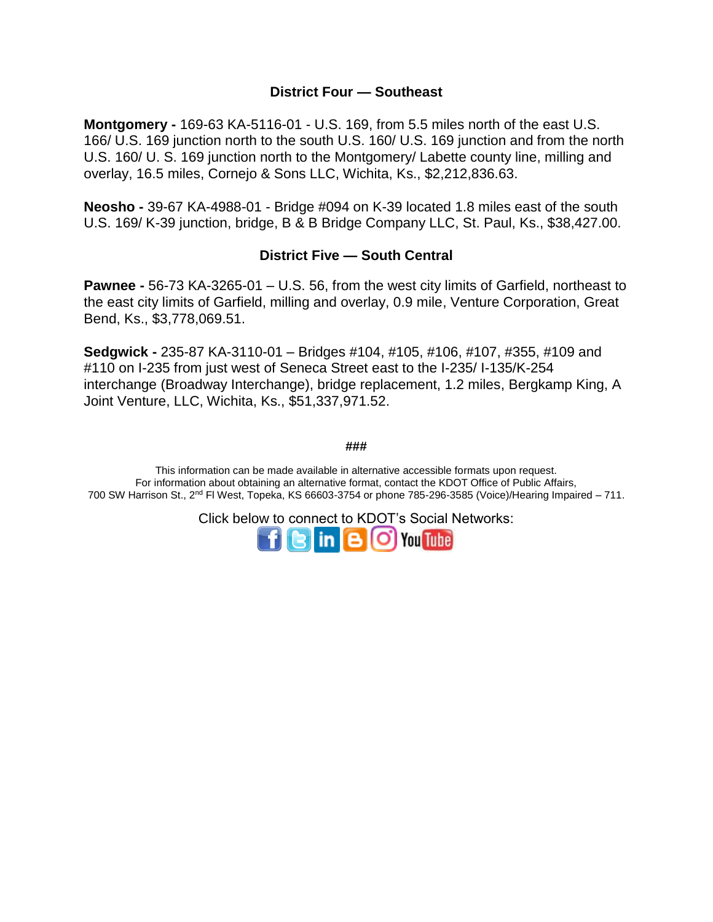## District Four — Southeast

**Montgomery -** 169-63 KA-5116-01 - U.S. 169, from 5.5 miles north of the east U.S. 166/ U.S. 169 junction north to the south U.S. 160/ U.S. 169 junction and from the north U.S. 160/ U. S. 169 junction north to the Montgomery/ Labette county line, milling and overlay, 16.5 miles, Cornejo & Sons LLC, Wichita, Ks., $2,212,836.63.

**Neosho -** 39-67 KA-4988-01 - Bridge #094 on K-39 located 1.8 miles east of the south U.S. 169/ K-39 junction, bridge, B & B Bridge Company LLC, St. Paul, Ks., $38,427.00.

## District Five — South Central

**Pawnee -** 56-73 KA-3265-01 – U.S. 56, from the west city limits of Garfield, northeast to the east city limits of Garfield, milling and overlay, 0.9 mile, Venture Corporation, Great Bend, Ks., $3,778,069.51.

**Sedgwick -** 235-87 KA-3110-01 – Bridges #104, #105, #106, #107, #355, #109 and #110 on I-235 from just west of Seneca Street east to the I-235/ I-135/K-254 interchange (Broadway Interchange), bridge replacement, 1.2 miles, Bergkamp King, A Joint Venture, LLC, Wichita, Ks., $51,337,971.52.

###

This information can be made available in alternative accessible formats upon request. For information about obtaining an alternative format, contact the KDOT Office of Public Affairs, 700 SW Harrison St., 2nd Fl West, Topeka, KS 66603-3754 or phone 785-296-3585 (Voice)/Hearing Impaired – 711.

Click below to connect to KDOT's Social Networks: